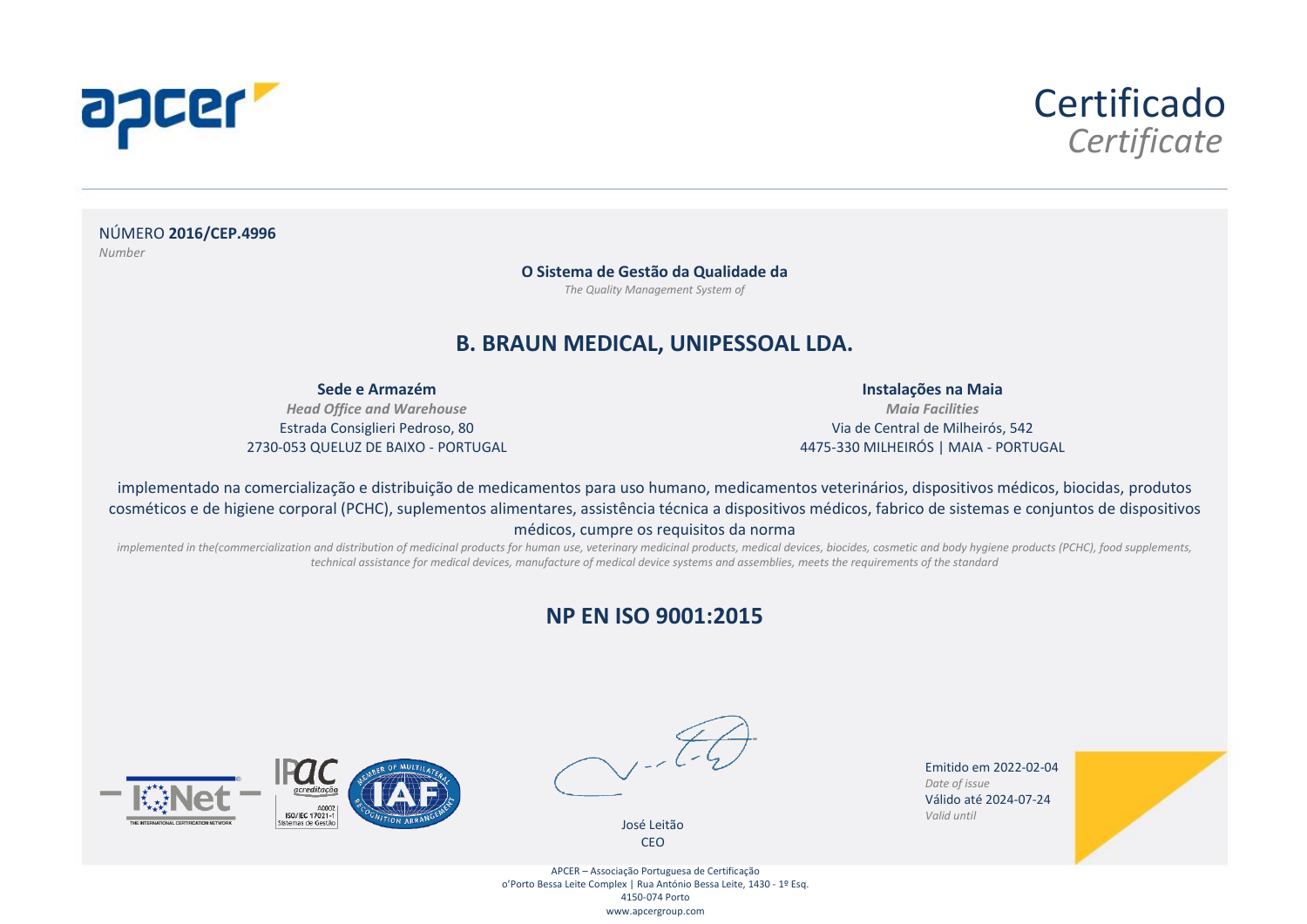# Certificado

*Certificate*

NÚMERO **2016/CEP.4996**

*Number*

**O Sistema de Gestão da Qualidade da**

*The Quality Management System of*

## B. BRAUN MEDICAL, UNIPESSOAL LDA.

**Sede e Armazém**

***Head Office and Warehouse***

Estrada Consiglieri Pedroso, 80

2730-053 QUELUZ DE BAIXO - PORTUGAL

**Instalações na Maia**

***Maia Facilities***

Via de Central de Milheirós, 542

4475-330 MILHEIRÓS | MAIA - PORTUGAL

implementado na comercialização e distribuição de medicamentos para uso humano, medicamentos veterinários, dispositivos médicos, biocidas, produtos cosméticos e de higiene corporal (PCHC), suplementos alimentares, assistência técnica a dispositivos médicos, fabrico de sistemas e conjuntos de dispositivos médicos, cumpre os requisitos da norma

*implemented in the(commercialization and distribution of medicinal products for human use, veterinary medicinal products, medical devices, biocides, cosmetic and body hygiene products (PCHC), food supplements, technical assistance for medical devices, manufacture of medical device systems and assemblies, meets the requirements of the standard*

## NP EN ISO 9001:2015

José Leitão

CEO

Emitido em 2022-02-04

*Date of issue*

Válido até 2024-07-24

*Valid until*

APCER – Associação Portuguesa de Certificação

o'Porto Bessa Leite Complex | Rua António Bessa Leite, 1430 - 1º Esq.

4150-074 Porto

www.apcergroup.com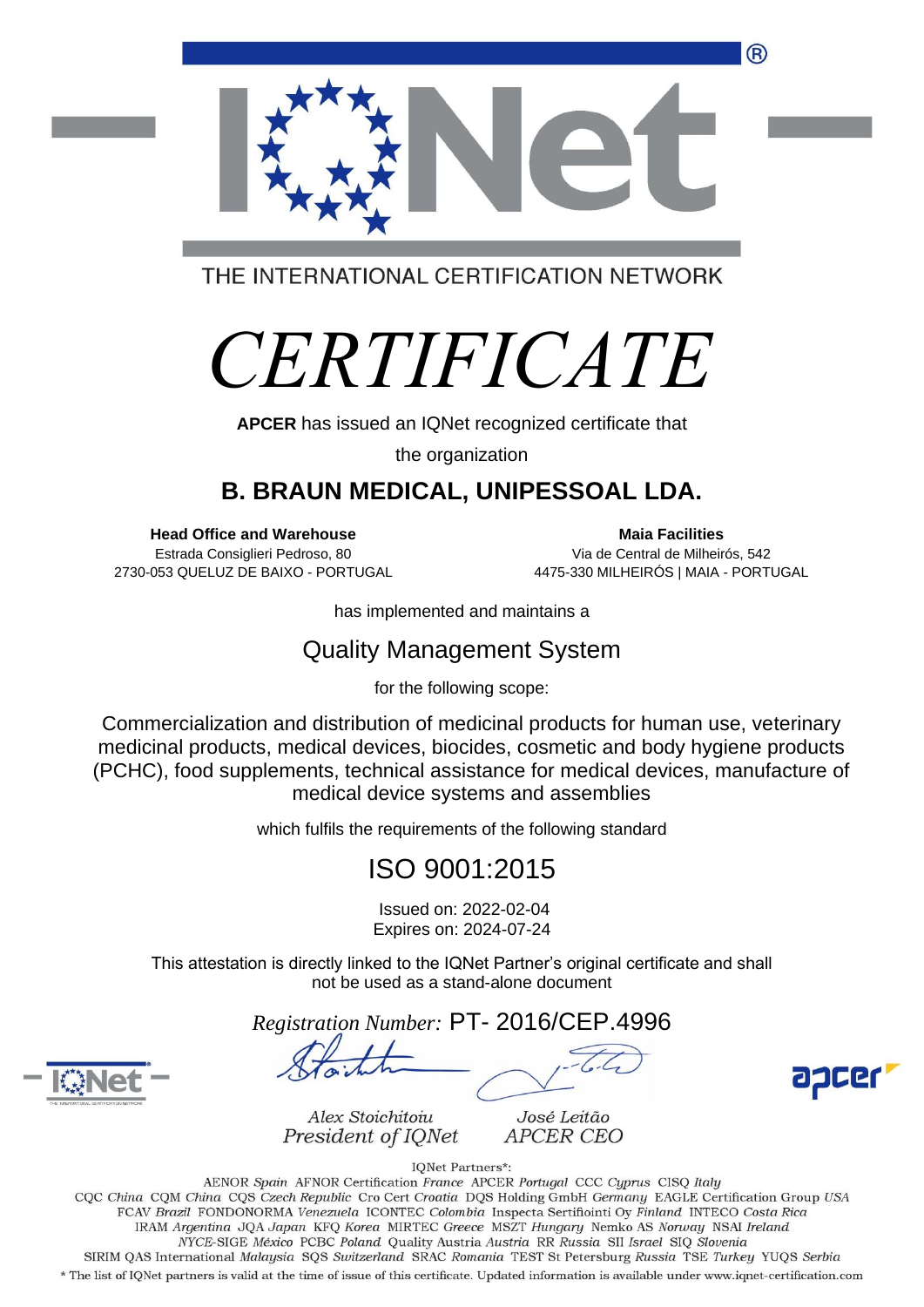THE INTERNATIONAL CERTIFICATION NETWORK

# *CERTIFICATE*

**APCER** has issued an IQNet recognized certificate that

the organization

## B. BRAUN MEDICAL, UNIPESSOAL LDA.

**Head Office and Warehouse**
Estrada Consiglieri Pedroso, 80
2730-053 QUELUZ DE BAIXO - PORTUGAL

**Maia Facilities**
Via de Central de Milheirós, 542
4475-330 MILHEIRÓS | MAIA - PORTUGAL

has implemented and maintains a

## Quality Management System

for the following scope:

Commercialization and distribution of medicinal products for human use, veterinary medicinal products, medical devices, biocides, cosmetic and body hygiene products (PCHC), food supplements, technical assistance for medical devices, manufacture of medical device systems and assemblies

which fulfils the requirements of the following standard

## ISO 9001:2015

Issued on: 2022-02-04
Expires on: 2024-07-24

This attestation is directly linked to the IQNet Partner's original certificate and shall not be used as a stand-alone document

*Registration Number:* PT- 2016/CEP.4996

*Alex Stoichitoiu*
*President of IQNet*

*José Leitão*
*APCER CEO*

IQNet Partners*:

AENOR *Spain* AFNOR Certification *France* APCER *Portugal* CCC *Cyprus* CISQ *Italy* CQC *China* CQM *China* CQS *Czech Republic* Cro Cert *Croatia* DQS Holding GmbH *Germany* EAGLE Certification Group *USA* FCAV *Brazil* FONDONORMA *Venezuela* ICONTEC *Colombia* Inspecta Sertifiointi Oy *Finland* INTECO *Costa Rica* IRAM *Argentina* JQA *Japan* KFQ *Korea* MIRTEC *Greece* MSZT *Hungary* Nemko AS *Norway* NSAI *Ireland* *NYCE*-SIGE *México* PCBC *Poland* Quality Austria *Austria* RR *Russia* SII *Israel* SIQ *Slovenia* SIRIM QAS International *Malaysia* SQS *Switzerland* SRAC *Romania* TEST St Petersburg *Russia* TSE *Turkey* YUQS *Serbia*

* The list of IQNet partners is valid at the time of issue of this certificate. Updated information is available under www.iqnet-certification.com